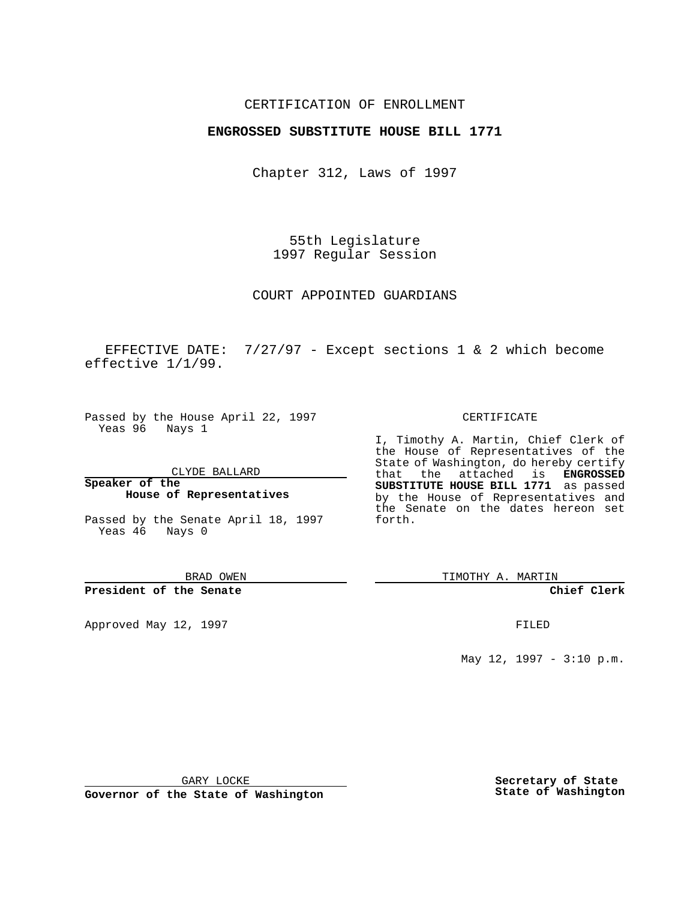CERTIFICATION OF ENROLLMENT

**ENGROSSED SUBSTITUTE HOUSE BILL 1771**

Chapter 312, Laws of 1997

55th Legislature
1997 Regular Session

COURT APPOINTED GUARDIANS

EFFECTIVE DATE: 7/27/97 - Except sections 1 & 2 which become effective 1/1/99.

Passed by the House April 22, 1997
Yeas 96 Nays 1

CLYDE BALLARD

**Speaker of the House of Representatives**

Passed by the Senate April 18, 1997
Yeas 46 Nays 0

BRAD OWEN

**President of the Senate**

Approved May 12, 1997

GARY LOCKE

**Governor of the State of Washington**

CERTIFICATE

I, Timothy A. Martin, Chief Clerk of the House of Representatives of the State of Washington, do hereby certify that the attached is **ENGROSSED SUBSTITUTE HOUSE BILL 1771** as passed by the House of Representatives and the Senate on the dates hereon set forth.

TIMOTHY A. MARTIN

**Chief Clerk**

FILED

May 12, 1997 - 3:10 p.m.

**Secretary of State**
**State of Washington**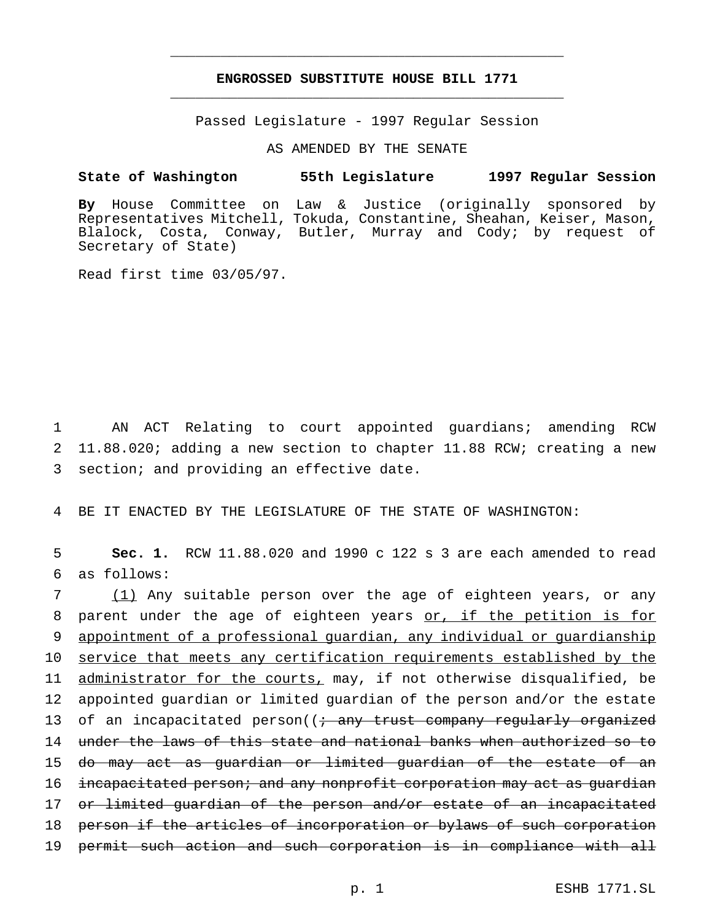# ENGROSSED SUBSTITUTE HOUSE BILL 1771

Passed Legislature - 1997 Regular Session

AS AMENDED BY THE SENATE

**State of Washington 55th Legislature 1997 Regular Session**

**By** House Committee on Law & Justice (originally sponsored by Representatives Mitchell, Tokuda, Constantine, Sheahan, Keiser, Mason, Blalock, Costa, Conway, Butler, Murray and Cody; by request of Secretary of State)

Read first time 03/05/97.

1 AN ACT Relating to court appointed guardians; amending RCW 11.88.020; adding a new section to chapter 11.88 RCW; creating a new section; and providing an effective date.

4 BE IT ENACTED BY THE LEGISLATURE OF THE STATE OF WASHINGTON:

5 **Sec. 1.** RCW 11.88.020 and 1990 c 122 s 3 are each amended to read as follows:

7 <u>(1)</u> Any suitable person over the age of eighteen years, or any parent under the age of eighteen years <u>or, if the petition is for appointment of a professional guardian, any individual or guardianship service that meets any certification requirements established by the administrator for the courts,</u> may, if not otherwise disqualified, be appointed guardian or limited guardian of the person and/or the estate of an incapacitated person((~~; any trust company regularly organized under the laws of this state and national banks when authorized so to do may act as guardian or limited guardian of the estate of an incapacitated person; and any nonprofit corporation may act as guardian or limited guardian of the person and/or estate of an incapacitated person if the articles of incorporation or bylaws of such corporation permit such action and such corporation is in compliance with all~~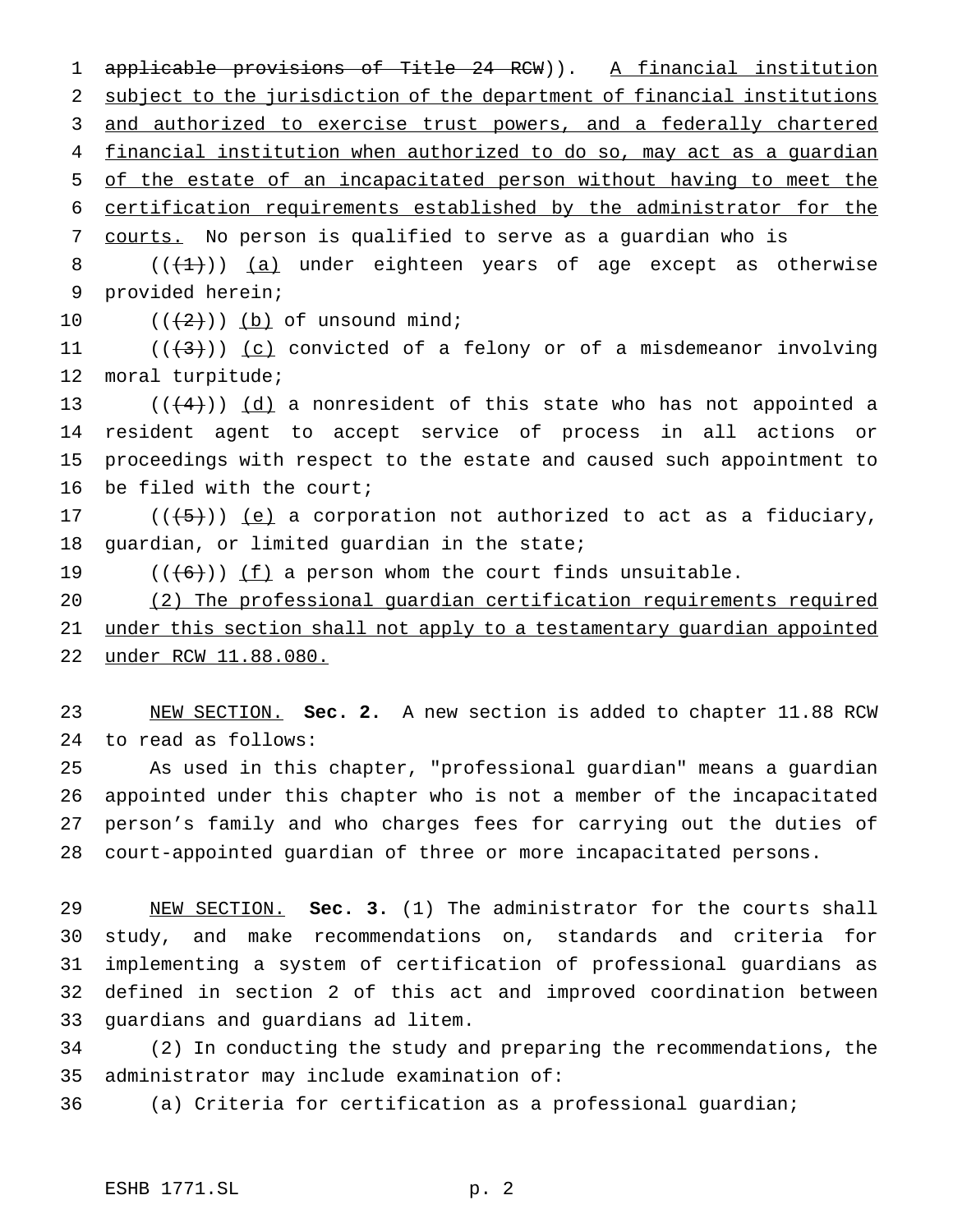applicable provisions of Title 24 RCW)). A financial institution subject to the jurisdiction of the department of financial institutions and authorized to exercise trust powers, and a federally chartered financial institution when authorized to do so, may act as a guardian of the estate of an incapacitated person without having to meet the certification requirements established by the administrator for the courts. No person is qualified to serve as a guardian who is

((~~(1)~~)) (a) under eighteen years of age except as otherwise provided herein;

((~~(2)~~)) (b) of unsound mind;

((~~(3)~~)) (c) convicted of a felony or of a misdemeanor involving moral turpitude;

((~~(4)~~)) (d) a nonresident of this state who has not appointed a resident agent to accept service of process in all actions or proceedings with respect to the estate and caused such appointment to be filed with the court;

((~~(5)~~)) (e) a corporation not authorized to act as a fiduciary, guardian, or limited guardian in the state;

((~~(6)~~)) (f) a person whom the court finds unsuitable.

(2) The professional guardian certification requirements required under this section shall not apply to a testamentary guardian appointed under RCW 11.88.080.

NEW SECTION. **Sec. 2.** A new section is added to chapter 11.88 RCW to read as follows:

As used in this chapter, "professional guardian" means a guardian appointed under this chapter who is not a member of the incapacitated person's family and who charges fees for carrying out the duties of court-appointed guardian of three or more incapacitated persons.

NEW SECTION. **Sec. 3.** (1) The administrator for the courts shall study, and make recommendations on, standards and criteria for implementing a system of certification of professional guardians as defined in section 2 of this act and improved coordination between guardians and guardians ad litem.

(2) In conducting the study and preparing the recommendations, the administrator may include examination of:

(a) Criteria for certification as a professional guardian;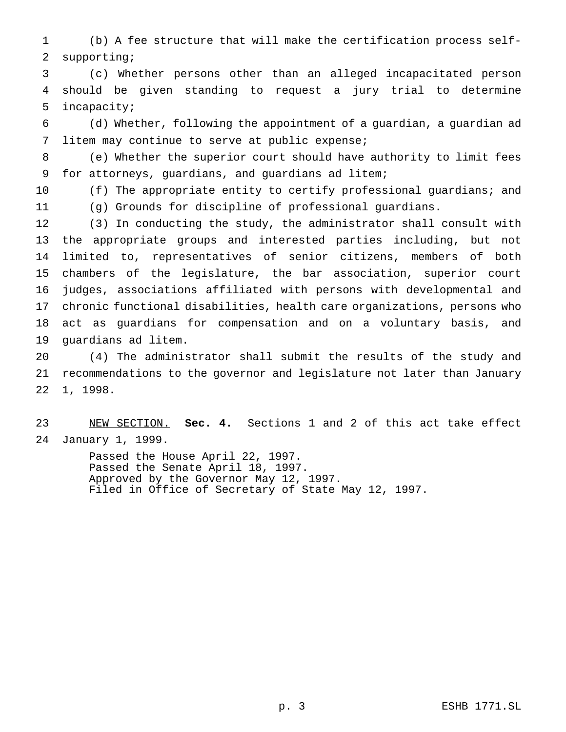(b) A fee structure that will make the certification process self-supporting;

(c) Whether persons other than an alleged incapacitated person should be given standing to request a jury trial to determine incapacity;

(d) Whether, following the appointment of a guardian, a guardian ad litem may continue to serve at public expense;

(e) Whether the superior court should have authority to limit fees for attorneys, guardians, and guardians ad litem;

(f) The appropriate entity to certify professional guardians; and

(g) Grounds for discipline of professional guardians.

(3) In conducting the study, the administrator shall consult with the appropriate groups and interested parties including, but not limited to, representatives of senior citizens, members of both chambers of the legislature, the bar association, superior court judges, associations affiliated with persons with developmental and chronic functional disabilities, health care organizations, persons who act as guardians for compensation and on a voluntary basis, and guardians ad litem.

(4) The administrator shall submit the results of the study and recommendations to the governor and legislature not later than January 1, 1998.

NEW SECTION. **Sec. 4.** Sections 1 and 2 of this act take effect January 1, 1999.

Passed the House April 22, 1997.
Passed the Senate April 18, 1997.
Approved by the Governor May 12, 1997.
Filed in Office of Secretary of State May 12, 1997.